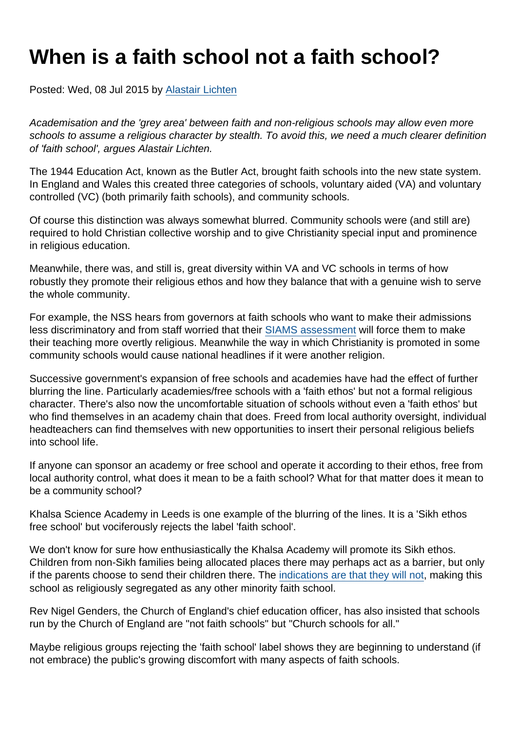# When is a faith school not a faith school?

Posted: Wed, 08 Jul 2015 by [Alastair Lichten]

*Academisation and the 'grey area' between faith and non-religious schools may allow even more schools to assume a religious character by stealth. To avoid this, we need a much clearer definition of 'faith school', argues Alastair Lichten.*

The 1944 Education Act, known as the Butler Act, brought faith schools into the new state system. In England and Wales this created three categories of schools, voluntary aided (VA) and voluntary controlled (VC) (both primarily faith schools), and community schools.

Of course this distinction was always somewhat blurred. Community schools were (and still are) required to hold Christian collective worship and to give Christianity special input and prominence in religious education.

Meanwhile, there was, and still is, great diversity within VA and VC schools in terms of how robustly they promote their religious ethos and how they balance that with a genuine wish to serve the whole community.

For example, the NSS hears from governors at faith schools who want to make their admissions less discriminatory and from staff worried that their [SIAMS assessment] will force them to make their teaching more overtly religious. Meanwhile the way in which Christianity is promoted in some community schools would cause national headlines if it were another religion.

Successive government's expansion of free schools and academies have had the effect of further blurring the line. Particularly academies/free schools with a 'faith ethos' but not a formal religious character. There's also now the uncomfortable situation of schools without even a 'faith ethos' but who find themselves in an academy chain that does. Freed from local authority oversight, individual headteachers can find themselves with new opportunities to insert their personal religious beliefs into school life.

If anyone can sponsor an academy or free school and operate it according to their ethos, free from local authority control, what does it mean to be a faith school? What for that matter does it mean to be a community school?

Khalsa Science Academy in Leeds is one example of the blurring of the lines. It is a 'Sikh ethos free school' but vociferously rejects the label 'faith school'.

We don't know for sure how enthusiastically the Khalsa Academy will promote its Sikh ethos. Children from non-Sikh families being allocated places there may perhaps act as a barrier, but only if the parents choose to send their children there. The [indications are that they will not], making this school as religiously segregated as any other minority faith school.

Rev Nigel Genders, the Church of England's chief education officer, has also insisted that schools run by the Church of England are "not faith schools" but "Church schools for all."

Maybe religious groups rejecting the 'faith school' label shows they are beginning to understand (if not embrace) the public's growing discomfort with many aspects of faith schools.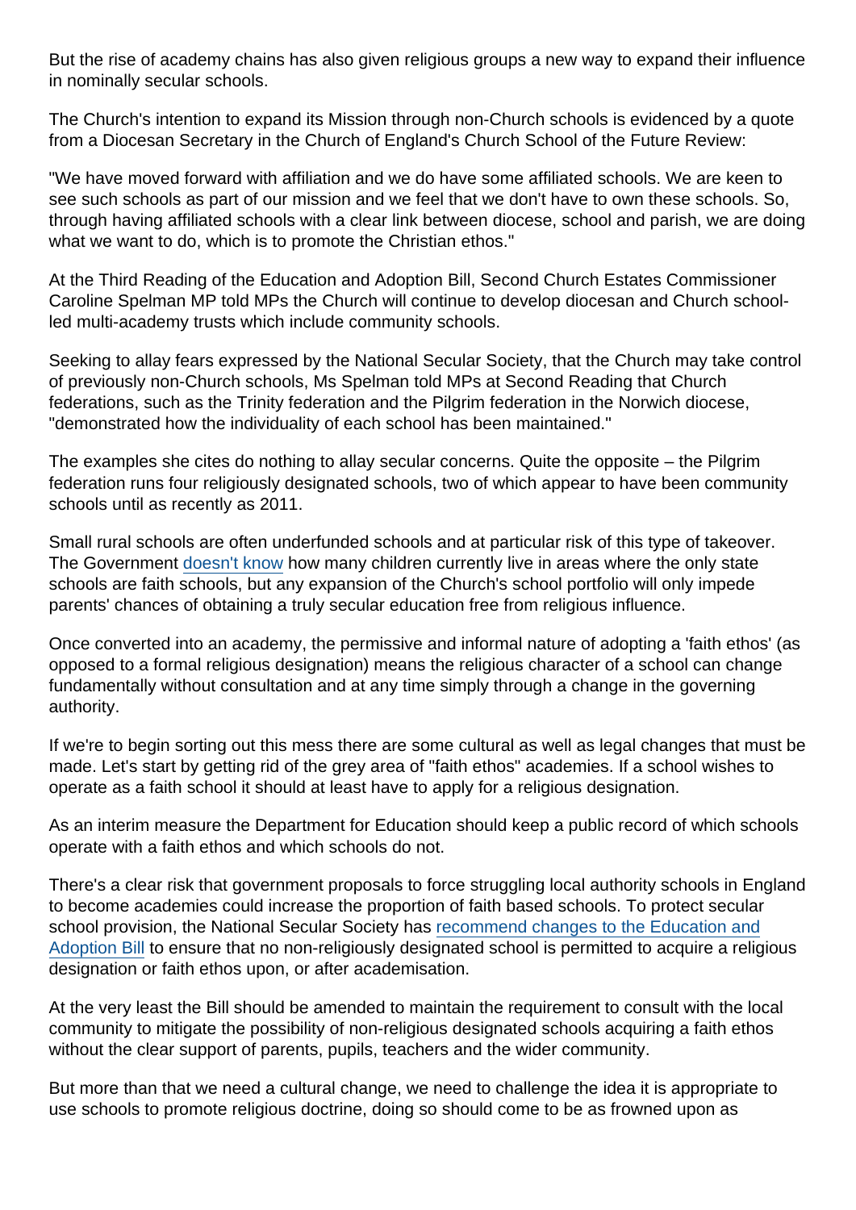But the rise of academy chains has also given religious groups a new way to expand their influence in nominally secular schools.

The Church's intention to expand its Mission through non-Church schools is evidenced by a quote from a Diocesan Secretary in the Church of England's Church School of the Future Review:

"We have moved forward with affiliation and we do have some affiliated schools. We are keen to see such schools as part of our mission and we feel that we don't have to own these schools. So, through having affiliated schools with a clear link between diocese, school and parish, we are doing what we want to do, which is to promote the Christian ethos."

At the Third Reading of the Education and Adoption Bill, Second Church Estates Commissioner Caroline Spelman MP told MPs the Church will continue to develop diocesan and Church school-led multi-academy trusts which include community schools.

Seeking to allay fears expressed by the National Secular Society, that the Church may take control of previously non-Church schools, Ms Spelman told MPs at Second Reading that Church federations, such as the Trinity federation and the Pilgrim federation in the Norwich diocese, "demonstrated how the individuality of each school has been maintained."

The examples she cites do nothing to allay secular concerns. Quite the opposite – the Pilgrim federation runs four religiously designated schools, two of which appear to have been community schools until as recently as 2011.

Small rural schools are often underfunded schools and at particular risk of this type of takeover. The Government doesn't know how many children currently live in areas where the only state schools are faith schools, but any expansion of the Church's school portfolio will only impede parents' chances of obtaining a truly secular education free from religious influence.

Once converted into an academy, the permissive and informal nature of adopting a 'faith ethos' (as opposed to a formal religious designation) means the religious character of a school can change fundamentally without consultation and at any time simply through a change in the governing authority.

If we're to begin sorting out this mess there are some cultural as well as legal changes that must be made. Let's start by getting rid of the grey area of "faith ethos" academies. If a school wishes to operate as a faith school it should at least have to apply for a religious designation.

As an interim measure the Department for Education should keep a public record of which schools operate with a faith ethos and which schools do not.

There's a clear risk that government proposals to force struggling local authority schools in England to become academies could increase the proportion of faith based schools. To protect secular school provision, the National Secular Society has recommend changes to the Education and Adoption Bill to ensure that no non-religiously designated school is permitted to acquire a religious designation or faith ethos upon, or after academisation.

At the very least the Bill should be amended to maintain the requirement to consult with the local community to mitigate the possibility of non-religious designated schools acquiring a faith ethos without the clear support of parents, pupils, teachers and the wider community.

But more than that we need a cultural change, we need to challenge the idea it is appropriate to use schools to promote religious doctrine, doing so should come to be as frowned upon as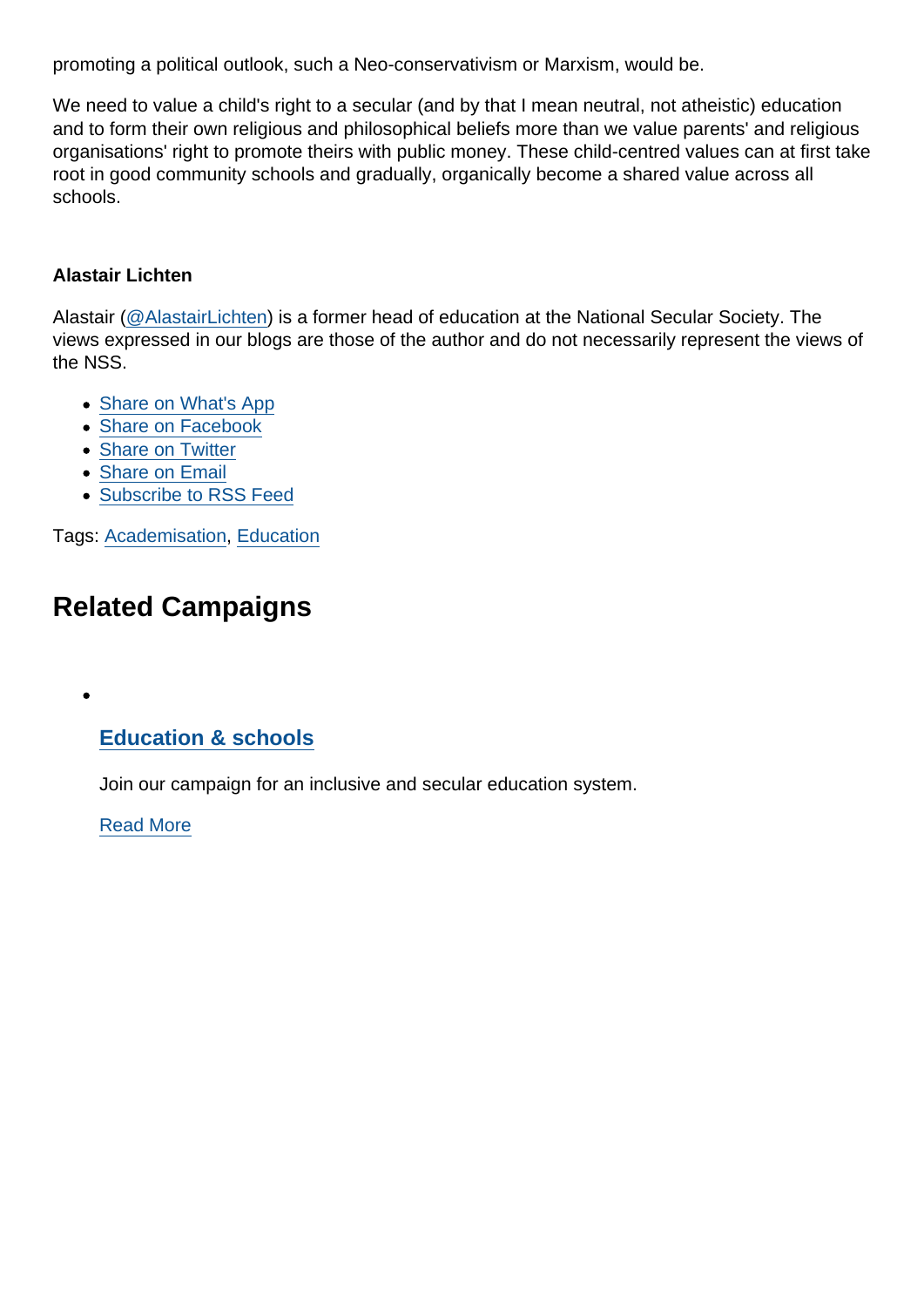promoting a political outlook, such a Neo-conservativism or Marxism, would be.

We need to value a child's right to a secular (and by that I mean neutral, not atheistic) education and to form their own religious and philosophical beliefs more than we value parents' and religious organisations' right to promote theirs with public money. These child-centred values can at first take root in good community schools and gradually, organically become a shared value across all schools.

**Alastair Lichten**

Alastair (@AlastairLichten) is a former head of education at the National Secular Society. The views expressed in our blogs are those of the author and do not necessarily represent the views of the NSS.

- Share on What's App
- Share on Facebook
- Share on Twitter
- Share on Email
- Subscribe to RSS Feed

Tags: Academisation, Education

## Related Campaigns

- ### Education & schools

  Join our campaign for an inclusive and secular education system.

  Read More